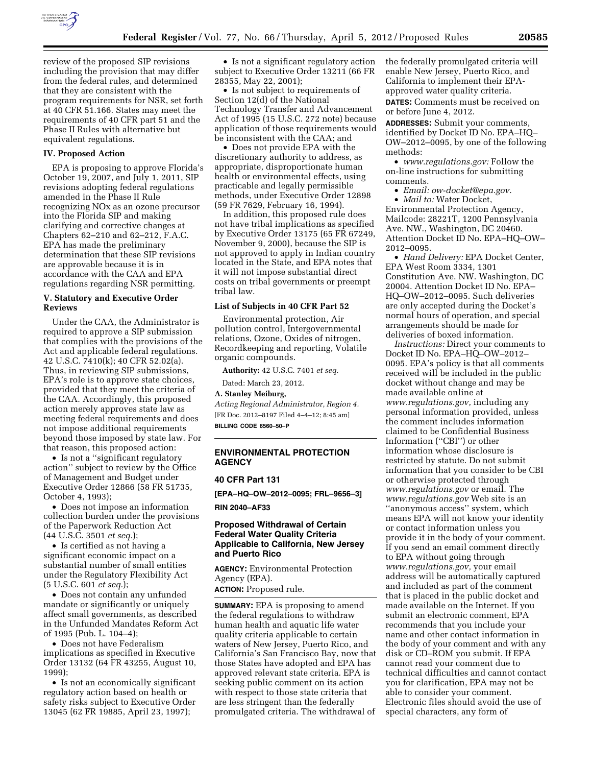review of the proposed SIP revisions including the provision that may differ from the federal rules, and determined that they are consistent with the program requirements for NSR, set forth at 40 CFR 51.166. States may meet the requirements of 40 CFR part 51 and the Phase II Rules with alternative but equivalent regulations.

### IV. Proposed Action

EPA is proposing to approve Florida's October 19, 2007, and July 1, 2011, SIP revisions adopting federal regulations amended in the Phase II Rule recognizing NOx as an ozone precursor into the Florida SIP and making clarifying and corrective changes at Chapters 62–210 and 62–212, F.A.C. EPA has made the preliminary determination that these SIP revisions are approvable because it is in accordance with the CAA and EPA regulations regarding NSR permitting.

### V. Statutory and Executive Order Reviews

Under the CAA, the Administrator is required to approve a SIP submission that complies with the provisions of the Act and applicable federal regulations. 42 U.S.C. 7410(k); 40 CFR 52.02(a). Thus, in reviewing SIP submissions, EPA's role is to approve state choices, provided that they meet the criteria of the CAA. Accordingly, this proposed action merely approves state law as meeting federal requirements and does not impose additional requirements beyond those imposed by state law. For that reason, this proposed action:

- Is not a ''significant regulatory action'' subject to review by the Office of Management and Budget under Executive Order 12866 (58 FR 51735, October 4, 1993);
- Does not impose an information collection burden under the provisions of the Paperwork Reduction Act (44 U.S.C. 3501 *et seq.*);
- Is certified as not having a significant economic impact on a substantial number of small entities under the Regulatory Flexibility Act (5 U.S.C. 601 *et seq.*);
- Does not contain any unfunded mandate or significantly or uniquely affect small governments, as described in the Unfunded Mandates Reform Act of 1995 (Pub. L. 104–4);
- Does not have Federalism implications as specified in Executive Order 13132 (64 FR 43255, August 10, 1999);
- Is not an economically significant regulatory action based on health or safety risks subject to Executive Order 13045 (62 FR 19885, April 23, 1997);
- Is not a significant regulatory action subject to Executive Order 13211 (66 FR 28355, May 22, 2001);
- Is not subject to requirements of Section 12(d) of the National Technology Transfer and Advancement Act of 1995 (15 U.S.C. 272 note) because application of those requirements would be inconsistent with the CAA; and
- Does not provide EPA with the discretionary authority to address, as appropriate, disproportionate human health or environmental effects, using practicable and legally permissible methods, under Executive Order 12898 (59 FR 7629, February 16, 1994).

In addition, this proposed rule does not have tribal implications as specified by Executive Order 13175 (65 FR 67249, November 9, 2000), because the SIP is not approved to apply in Indian country located in the State, and EPA notes that it will not impose substantial direct costs on tribal governments or preempt tribal law.

#### List of Subjects in 40 CFR Part 52

Environmental protection, Air pollution control, Intergovernmental relations, Ozone, Oxides of nitrogen, Recordkeeping and reporting, Volatile organic compounds.

**Authority:** 42 U.S.C. 7401 *et seq.*

Dated: March 23, 2012.

**A. Stanley Meiburg,**

*Acting Regional Administrator, Region 4.*

[FR Doc. 2012–8197 Filed 4–4–12; 8:45 am]

**BILLING CODE 6560–50–P**

---

## ENVIRONMENTAL PROTECTION AGENCY

### 40 CFR Part 131

**[EPA–HQ–OW–2012–0095; FRL–9656–3]**

**RIN 2040–AF33**

### Proposed Withdrawal of Certain Federal Water Quality Criteria Applicable to California, New Jersey and Puerto Rico

**AGENCY:** Environmental Protection Agency (EPA).

**ACTION:** Proposed rule.

**SUMMARY:** EPA is proposing to amend the federal regulations to withdraw human health and aquatic life water quality criteria applicable to certain waters of New Jersey, Puerto Rico, and California's San Francisco Bay, now that those States have adopted and EPA has approved relevant state criteria. EPA is seeking public comment on its action with respect to those state criteria that are less stringent than the federally promulgated criteria. The withdrawal of the federally promulgated criteria will enable New Jersey, Puerto Rico, and California to implement their EPA-approved water quality criteria.

**DATES:** Comments must be received on or before June 4, 2012.

**ADDRESSES:** Submit your comments, identified by Docket ID No. EPA–HQ–OW–2012–0095, by one of the following methods:

- *www.regulations.gov:* Follow the on-line instructions for submitting comments.
- *Email: ow-docket@epa.gov.*
- *Mail to:* Water Docket, Environmental Protection Agency, Mailcode: 28221T, 1200 Pennsylvania Ave. NW., Washington, DC 20460. Attention Docket ID No. EPA–HQ–OW–2012–0095.
- *Hand Delivery:* EPA Docket Center, EPA West Room 3334, 1301 Constitution Ave. NW. Washington, DC 20004. Attention Docket ID No. EPA–HQ–OW–2012–0095. Such deliveries are only accepted during the Docket's normal hours of operation, and special arrangements should be made for deliveries of boxed information.

*Instructions:* Direct your comments to Docket ID No. EPA–HQ–OW–2012–0095. EPA's policy is that all comments received will be included in the public docket without change and may be made available online at *www.regulations.gov,* including any personal information provided, unless the comment includes information claimed to be Confidential Business Information (''CBI'') or other information whose disclosure is restricted by statute. Do not submit information that you consider to be CBI or otherwise protected through *www.regulations.gov* or email. The *www.regulations.gov* Web site is an ''anonymous access'' system, which means EPA will not know your identity or contact information unless you provide it in the body of your comment. If you send an email comment directly to EPA without going through *www.regulations.gov,* your email address will be automatically captured and included as part of the comment that is placed in the public docket and made available on the Internet. If you submit an electronic comment, EPA recommends that you include your name and other contact information in the body of your comment and with any disk or CD–ROM you submit. If EPA cannot read your comment due to technical difficulties and cannot contact you for clarification, EPA may not be able to consider your comment. Electronic files should avoid the use of special characters, any form of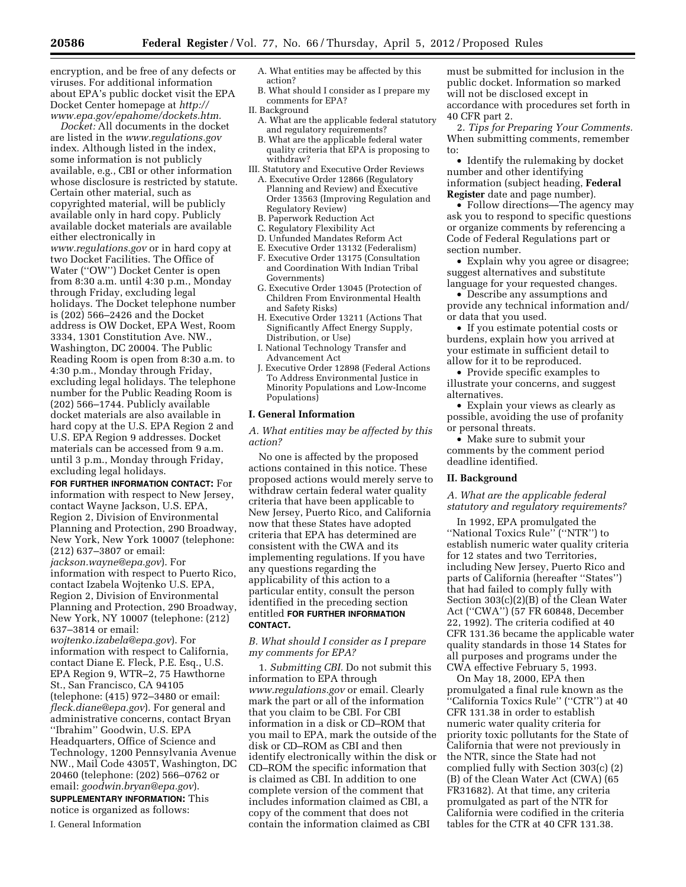encryption, and be free of any defects or viruses. For additional information about EPA's public docket visit the EPA Docket Center homepage at *http://www.epa.gov/epahome/dockets.htm.*

*Docket:* All documents in the docket are listed in the *www.regulations.gov* index. Although listed in the index, some information is not publicly available, e.g., CBI or other information whose disclosure is restricted by statute. Certain other material, such as copyrighted material, will be publicly available only in hard copy. Publicly available docket materials are available either electronically in *www.regulations.gov* or in hard copy at two Docket Facilities. The Office of Water (''OW'') Docket Center is open from 8:30 a.m. until 4:30 p.m., Monday through Friday, excluding legal holidays. The Docket telephone number is (202) 566–2426 and the Docket address is OW Docket, EPA West, Room 3334, 1301 Constitution Ave. NW., Washington, DC 20004. The Public Reading Room is open from 8:30 a.m. to 4:30 p.m., Monday through Friday, excluding legal holidays. The telephone number for the Public Reading Room is (202) 566–1744. Publicly available docket materials are also available in hard copy at the U.S. EPA Region 2 and U.S. EPA Region 9 addresses. Docket materials can be accessed from 9 a.m. until 3 p.m., Monday through Friday, excluding legal holidays.

**FOR FURTHER INFORMATION CONTACT:** For information with respect to New Jersey, contact Wayne Jackson, U.S. EPA, Region 2, Division of Environmental Planning and Protection, 290 Broadway, New York, New York 10007 (telephone: (212) 637–3807 or email: *jackson.wayne@epa.gov*). For information with respect to Puerto Rico, contact Izabela Wojtenko U.S. EPA, Region 2, Division of Environmental Planning and Protection, 290 Broadway, New York, NY 10007 (telephone: (212) 637–3814 or email: *wojtenko.izabela@epa.gov*). For information with respect to California, contact Diane E. Fleck, P.E. Esq., U.S. EPA Region 9, WTR–2, 75 Hawthorne St., San Francisco, CA 94105 (telephone: (415) 972–3480 or email: *fleck.diane@epa.gov*). For general and administrative concerns, contact Bryan ''Ibrahim'' Goodwin, U.S. EPA Headquarters, Office of Science and Technology, 1200 Pennsylvania Avenue NW., Mail Code 4305T, Washington, DC 20460 (telephone: (202) 566–0762 or email: *goodwin.bryan@epa.gov*).

**SUPPLEMENTARY INFORMATION:** This notice is organized as follows:

I. General Information
 A. What entities may be affected by this action?
 B. What should I consider as I prepare my comments for EPA?
II. Background
 A. What are the applicable federal statutory and regulatory requirements?
 B. What are the applicable federal water quality criteria that EPA is proposing to withdraw?
III. Statutory and Executive Order Reviews
 A. Executive Order 12866 (Regulatory Planning and Review) and Executive Order 13563 (Improving Regulation and Regulatory Review)
 B. Paperwork Reduction Act
 C. Regulatory Flexibility Act
 D. Unfunded Mandates Reform Act
 E. Executive Order 13132 (Federalism)
 F. Executive Order 13175 (Consultation and Coordination With Indian Tribal Governments)
 G. Executive Order 13045 (Protection of Children From Environmental Health and Safety Risks)
 H. Executive Order 13211 (Actions That Significantly Affect Energy Supply, Distribution, or Use)
 I. National Technology Transfer and Advancement Act
 J. Executive Order 12898 (Federal Actions To Address Environmental Justice in Minority Populations and Low-Income Populations)

## I. General Information

### *A. What entities may be affected by this action?*

No one is affected by the proposed actions contained in this notice. These proposed actions would merely serve to withdraw certain federal water quality criteria that have been applicable to New Jersey, Puerto Rico, and California now that these States have adopted criteria that EPA has determined are consistent with the CWA and its implementing regulations. If you have any questions regarding the applicability of this action to a particular entity, consult the person identified in the preceding section entitled **FOR FURTHER INFORMATION CONTACT.**

### *B. What should I consider as I prepare my comments for EPA?*

1. *Submitting CBI.* Do not submit this information to EPA through *www.regulations.gov* or email. Clearly mark the part or all of the information that you claim to be CBI. For CBI information in a disk or CD–ROM that you mail to EPA, mark the outside of the disk or CD–ROM as CBI and then identify electronically within the disk or CD–ROM the specific information that is claimed as CBI. In addition to one complete version of the comment that includes information claimed as CBI, a copy of the comment that does not contain the information claimed as CBI must be submitted for inclusion in the public docket. Information so marked will not be disclosed except in accordance with procedures set forth in 40 CFR part 2.

2. *Tips for Preparing Your Comments.* When submitting comments, remember to:

- Identify the rulemaking by docket number and other identifying information (subject heading, **Federal Register** date and page number).
- Follow directions—The agency may ask you to respond to specific questions or organize comments by referencing a Code of Federal Regulations part or section number.
- Explain why you agree or disagree; suggest alternatives and substitute language for your requested changes.
- Describe any assumptions and provide any technical information and/or data that you used.
- If you estimate potential costs or burdens, explain how you arrived at your estimate in sufficient detail to allow for it to be reproduced.
- Provide specific examples to illustrate your concerns, and suggest alternatives.
- Explain your views as clearly as possible, avoiding the use of profanity or personal threats.
- Make sure to submit your comments by the comment period deadline identified.

## II. Background

### *A. What are the applicable federal statutory and regulatory requirements?*

In 1992, EPA promulgated the ''National Toxics Rule'' (''NTR'') to establish numeric water quality criteria for 12 states and two Territories, including New Jersey, Puerto Rico and parts of California (hereafter ''States'') that had failed to comply fully with Section 303(c)(2)(B) of the Clean Water Act (''CWA'') (57 FR 60848, December 22, 1992). The criteria codified at 40 CFR 131.36 became the applicable water quality standards in those 14 States for all purposes and programs under the CWA effective February 5, 1993.

On May 18, 2000, EPA then promulgated a final rule known as the ''California Toxics Rule'' (''CTR'') at 40 CFR 131.38 in order to establish numeric water quality criteria for priority toxic pollutants for the State of California that were not previously in the NTR, since the State had not complied fully with Section 303(c) (2) (B) of the Clean Water Act (CWA) (65 FR31682). At that time, any criteria promulgated as part of the NTR for California were codified in the criteria tables for the CTR at 40 CFR 131.38.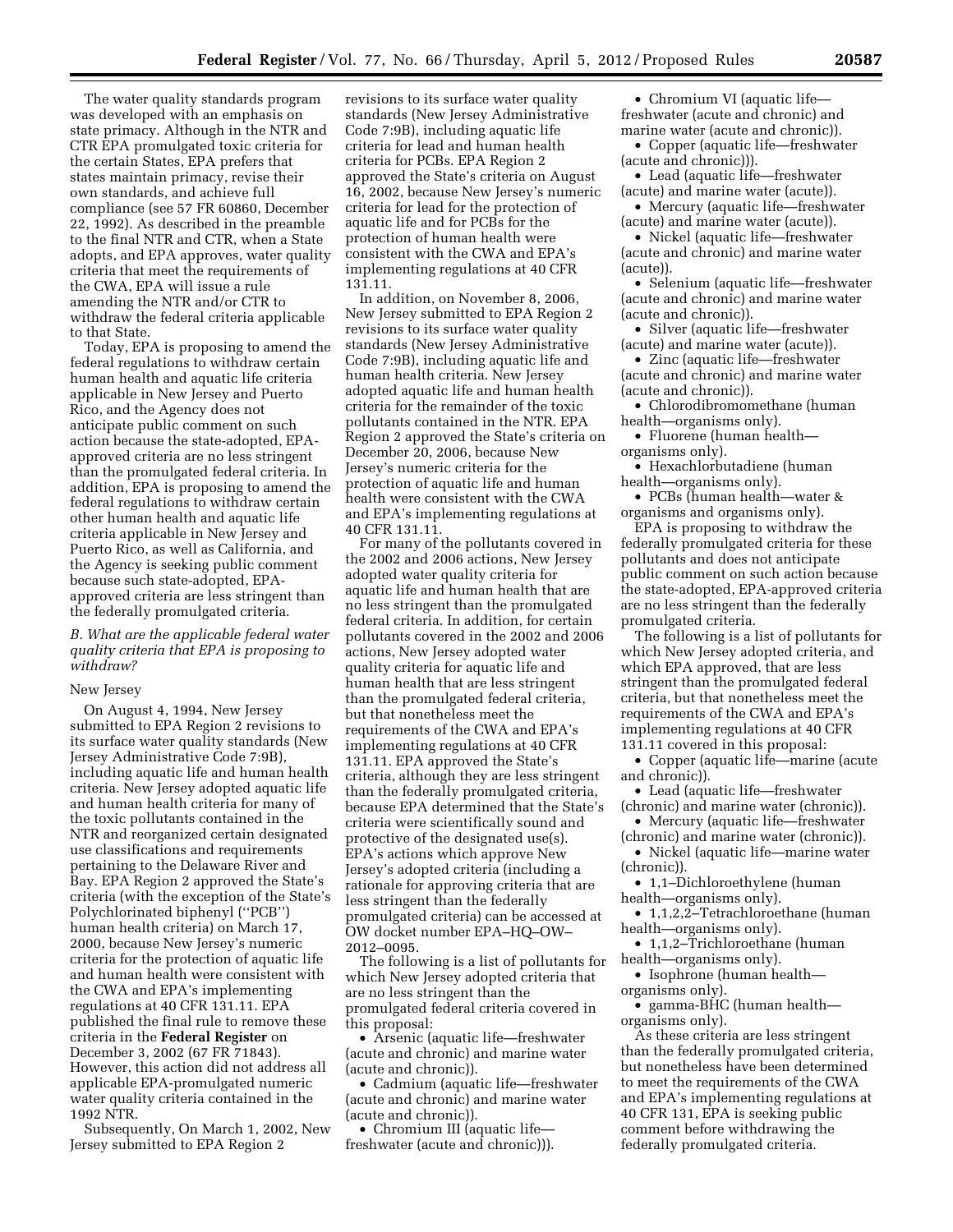The water quality standards program was developed with an emphasis on state primacy. Although in the NTR and CTR EPA promulgated toxic criteria for the certain States, EPA prefers that states maintain primacy, revise their own standards, and achieve full compliance (see 57 FR 60860, December 22, 1992). As described in the preamble to the final NTR and CTR, when a State adopts, and EPA approves, water quality criteria that meet the requirements of the CWA, EPA will issue a rule amending the NTR and/or CTR to withdraw the federal criteria applicable to that State.

Today, EPA is proposing to amend the federal regulations to withdraw certain human health and aquatic life criteria applicable in New Jersey and Puerto Rico, and the Agency does not anticipate public comment on such action because the state-adopted, EPA-approved criteria are no less stringent than the promulgated federal criteria. In addition, EPA is proposing to amend the federal regulations to withdraw certain other human health and aquatic life criteria applicable in New Jersey and Puerto Rico, as well as California, and the Agency is seeking public comment because such state-adopted, EPA-approved criteria are less stringent than the federally promulgated criteria.

### *B. What are the applicable federal water quality criteria that EPA is proposing to withdraw?*

New Jersey

On August 4, 1994, New Jersey submitted to EPA Region 2 revisions to its surface water quality standards (New Jersey Administrative Code 7:9B), including aquatic life and human health criteria. New Jersey adopted aquatic life and human health criteria for many of the toxic pollutants contained in the NTR and reorganized certain designated use classifications and requirements pertaining to the Delaware River and Bay. EPA Region 2 approved the State's criteria (with the exception of the State's Polychlorinated biphenyl (''PCB'') human health criteria) on March 17, 2000, because New Jersey's numeric criteria for the protection of aquatic life and human health were consistent with the CWA and EPA's implementing regulations at 40 CFR 131.11. EPA published the final rule to remove these criteria in the **Federal Register** on December 3, 2002 (67 FR 71843). However, this action did not address all applicable EPA-promulgated numeric water quality criteria contained in the 1992 NTR.

Subsequently, On March 1, 2002, New Jersey submitted to EPA Region 2 revisions to its surface water quality standards (New Jersey Administrative Code 7:9B), including aquatic life criteria for lead and human health criteria for PCBs. EPA Region 2 approved the State's criteria on August 16, 2002, because New Jersey's numeric criteria for lead for the protection of aquatic life and for PCBs for the protection of human health were consistent with the CWA and EPA's implementing regulations at 40 CFR 131.11.

In addition, on November 8, 2006, New Jersey submitted to EPA Region 2 revisions to its surface water quality standards (New Jersey Administrative Code 7:9B), including aquatic life and human health criteria. New Jersey adopted aquatic life and human health criteria for the remainder of the toxic pollutants contained in the NTR. EPA Region 2 approved the State's criteria on December 20, 2006, because New Jersey's numeric criteria for the protection of aquatic life and human health were consistent with the CWA and EPA's implementing regulations at 40 CFR 131.11.

For many of the pollutants covered in the 2002 and 2006 actions, New Jersey adopted water quality criteria for aquatic life and human health that are no less stringent than the promulgated federal criteria. In addition, for certain pollutants covered in the 2002 and 2006 actions, New Jersey adopted water quality criteria for aquatic life and human health that are less stringent than the promulgated federal criteria, but that nonetheless meet the requirements of the CWA and EPA's implementing regulations at 40 CFR 131.11. EPA approved the State's criteria, although they are less stringent than the federally promulgated criteria, because EPA determined that the State's criteria were scientifically sound and protective of the designated use(s). EPA's actions which approve New Jersey's adopted criteria (including a rationale for approving criteria that are less stringent than the federally promulgated criteria) can be accessed at OW docket number EPA–HQ–OW–2012–0095.

The following is a list of pollutants for which New Jersey adopted criteria that are no less stringent than the promulgated federal criteria covered in this proposal:

- Arsenic (aquatic life—freshwater (acute and chronic) and marine water (acute and chronic)).
- Cadmium (aquatic life—freshwater (acute and chronic) and marine water (acute and chronic)).
- Chromium III (aquatic life—freshwater (acute and chronic))).
- Chromium VI (aquatic life—freshwater (acute and chronic) and marine water (acute and chronic)).
- Copper (aquatic life—freshwater (acute and chronic))).
- Lead (aquatic life—freshwater (acute) and marine water (acute)).
- Mercury (aquatic life—freshwater (acute) and marine water (acute)).
- Nickel (aquatic life—freshwater (acute and chronic) and marine water (acute)).
- Selenium (aquatic life—freshwater (acute and chronic) and marine water (acute and chronic)).
- Silver (aquatic life—freshwater (acute) and marine water (acute)).
- Zinc (aquatic life—freshwater (acute and chronic) and marine water (acute and chronic)).
- Chlorodibromomethane (human health—organisms only).
- Fluorene (human health—organisms only).
- Hexachlorbutadiene (human health—organisms only).
- PCBs (human health—water & organisms and organisms only).

EPA is proposing to withdraw the federally promulgated criteria for these pollutants and does not anticipate public comment on such action because the state-adopted, EPA-approved criteria are no less stringent than the federally promulgated criteria.

The following is a list of pollutants for which New Jersey adopted criteria, and which EPA approved, that are less stringent than the promulgated federal criteria, but that nonetheless meet the requirements of the CWA and EPA's implementing regulations at 40 CFR 131.11 covered in this proposal:

- Copper (aquatic life—marine (acute and chronic)).
- Lead (aquatic life—freshwater (chronic) and marine water (chronic)).
- Mercury (aquatic life—freshwater (chronic) and marine water (chronic)).
- Nickel (aquatic life—marine water (chronic)).
- 1,1–Dichloroethylene (human health—organisms only).
- 1,1,2,2–Tetrachloroethane (human health—organisms only).
- 1,1,2–Trichloroethane (human health—organisms only).
- Isophrone (human health—organisms only).
- gamma-BHC (human health—organisms only).

As these criteria are less stringent than the federally promulgated criteria, but nonetheless have been determined to meet the requirements of the CWA and EPA's implementing regulations at 40 CFR 131, EPA is seeking public comment before withdrawing the federally promulgated criteria.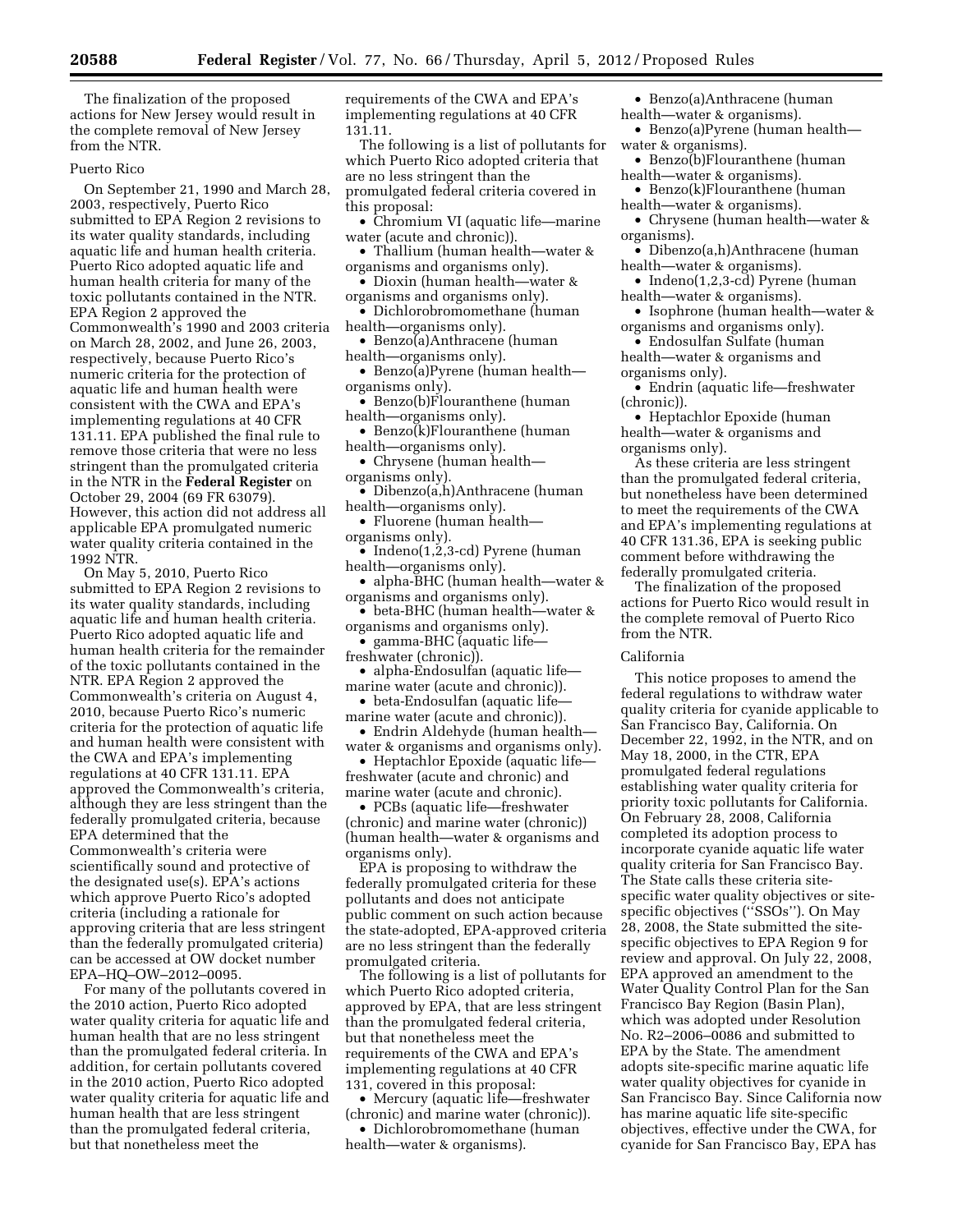The finalization of the proposed actions for New Jersey would result in the complete removal of New Jersey from the NTR.

### Puerto Rico

On September 21, 1990 and March 28, 2003, respectively, Puerto Rico submitted to EPA Region 2 revisions to its water quality standards, including aquatic life and human health criteria. Puerto Rico adopted aquatic life and human health criteria for many of the toxic pollutants contained in the NTR. EPA Region 2 approved the Commonwealth's 1990 and 2003 criteria on March 28, 2002, and June 26, 2003, respectively, because Puerto Rico's numeric criteria for the protection of aquatic life and human health were consistent with the CWA and EPA's implementing regulations at 40 CFR 131.11. EPA published the final rule to remove those criteria that were no less stringent than the promulgated criteria in the NTR in the **Federal Register** on October 29, 2004 (69 FR 63079). However, this action did not address all applicable EPA promulgated numeric water quality criteria contained in the 1992 NTR.

On May 5, 2010, Puerto Rico submitted to EPA Region 2 revisions to its water quality standards, including aquatic life and human health criteria. Puerto Rico adopted aquatic life and human health criteria for the remainder of the toxic pollutants contained in the NTR. EPA Region 2 approved the Commonwealth's criteria on August 4, 2010, because Puerto Rico's numeric criteria for the protection of aquatic life and human health were consistent with the CWA and EPA's implementing regulations at 40 CFR 131.11. EPA approved the Commonwealth's criteria, although they are less stringent than the federally promulgated criteria, because EPA determined that the Commonwealth's criteria were scientifically sound and protective of the designated use(s). EPA's actions which approve Puerto Rico's adopted criteria (including a rationale for approving criteria that are less stringent than the federally promulgated criteria) can be accessed at OW docket number EPA–HQ–OW–2012–0095.

For many of the pollutants covered in the 2010 action, Puerto Rico adopted water quality criteria for aquatic life and human health that are no less stringent than the promulgated federal criteria. In addition, for certain pollutants covered in the 2010 action, Puerto Rico adopted water quality criteria for aquatic life and human health that are less stringent than the promulgated federal criteria, but that nonetheless meet the requirements of the CWA and EPA's implementing regulations at 40 CFR 131.11.

The following is a list of pollutants for which Puerto Rico adopted criteria that are no less stringent than the promulgated federal criteria covered in this proposal:

- Chromium VI (aquatic life—marine water (acute and chronic)).
- Thallium (human health—water & organisms and organisms only).
- Dioxin (human health—water & organisms and organisms only).
- Dichlorobromomethane (human health—organisms only).
- Benzo(a)Anthracene (human health—organisms only).
- Benzo(a)Pyrene (human health—organisms only).
- Benzo(b)Flouranthene (human health—organisms only).
- Benzo(k)Flouranthene (human health—organisms only).
- Chrysene (human health—organisms only).
- Dibenzo(a,h)Anthracene (human health—organisms only).
- Fluorene (human health—organisms only).
- Indeno(1,2,3-cd) Pyrene (human health—organisms only).
- alpha-BHC (human health—water & organisms and organisms only).
- beta-BHC (human health—water & organisms and organisms only).
- gamma-BHC (aquatic life—freshwater (chronic)).
- alpha-Endosulfan (aquatic life—marine water (acute and chronic)).
- beta-Endosulfan (aquatic life—marine water (acute and chronic)).
- Endrin Aldehyde (human health—water & organisms and organisms only).
- Heptachlor Epoxide (aquatic life—freshwater (acute and chronic) and marine water (acute and chronic).
- PCBs (aquatic life—freshwater (chronic) and marine water (chronic)) (human health—water & organisms and organisms only).

EPA is proposing to withdraw the federally promulgated criteria for these pollutants and does not anticipate public comment on such action because the state-adopted, EPA-approved criteria are no less stringent than the federally promulgated criteria.

The following is a list of pollutants for which Puerto Rico adopted criteria, approved by EPA, that are less stringent than the promulgated federal criteria, but that nonetheless meet the requirements of the CWA and EPA's implementing regulations at 40 CFR 131, covered in this proposal:

- Mercury (aquatic life—freshwater (chronic) and marine water (chronic)).
- Dichlorobromomethane (human health—water & organisms).
- Benzo(a)Anthracene (human health—water & organisms).
- Benzo(a)Pyrene (human health—water & organisms).
- Benzo(b)Flouranthene (human health—water & organisms).
- Benzo(k)Flouranthene (human health—water & organisms).
- Chrysene (human health—water & organisms).
- Dibenzo(a,h)Anthracene (human health—water & organisms).
- Indeno(1,2,3-cd) Pyrene (human health—water & organisms).
- Isophrone (human health—water & organisms and organisms only).
- Endosulfan Sulfate (human health—water & organisms and organisms only).
- Endrin (aquatic life—freshwater (chronic)).
- Heptachlor Epoxide (human health—water & organisms and organisms only).

As these criteria are less stringent than the promulgated federal criteria, but nonetheless have been determined to meet the requirements of the CWA and EPA's implementing regulations at 40 CFR 131.36, EPA is seeking public comment before withdrawing the federally promulgated criteria.

The finalization of the proposed actions for Puerto Rico would result in the complete removal of Puerto Rico from the NTR.

### California

This notice proposes to amend the federal regulations to withdraw water quality criteria for cyanide applicable to San Francisco Bay, California. On December 22, 1992, in the NTR, and on May 18, 2000, in the CTR, EPA promulgated federal regulations establishing water quality criteria for priority toxic pollutants for California. On February 28, 2008, California completed its adoption process to incorporate cyanide aquatic life water quality criteria for San Francisco Bay. The State calls these criteria site-specific water quality objectives or site-specific objectives (''SSOs''). On May 28, 2008, the State submitted the site-specific objectives to EPA Region 9 for review and approval. On July 22, 2008, EPA approved an amendment to the Water Quality Control Plan for the San Francisco Bay Region (Basin Plan), which was adopted under Resolution No. R2–2006–0086 and submitted to EPA by the State. The amendment adopts site-specific marine aquatic life water quality objectives for cyanide in San Francisco Bay. Since California now has marine aquatic life site-specific objectives, effective under the CWA, for cyanide for San Francisco Bay, EPA has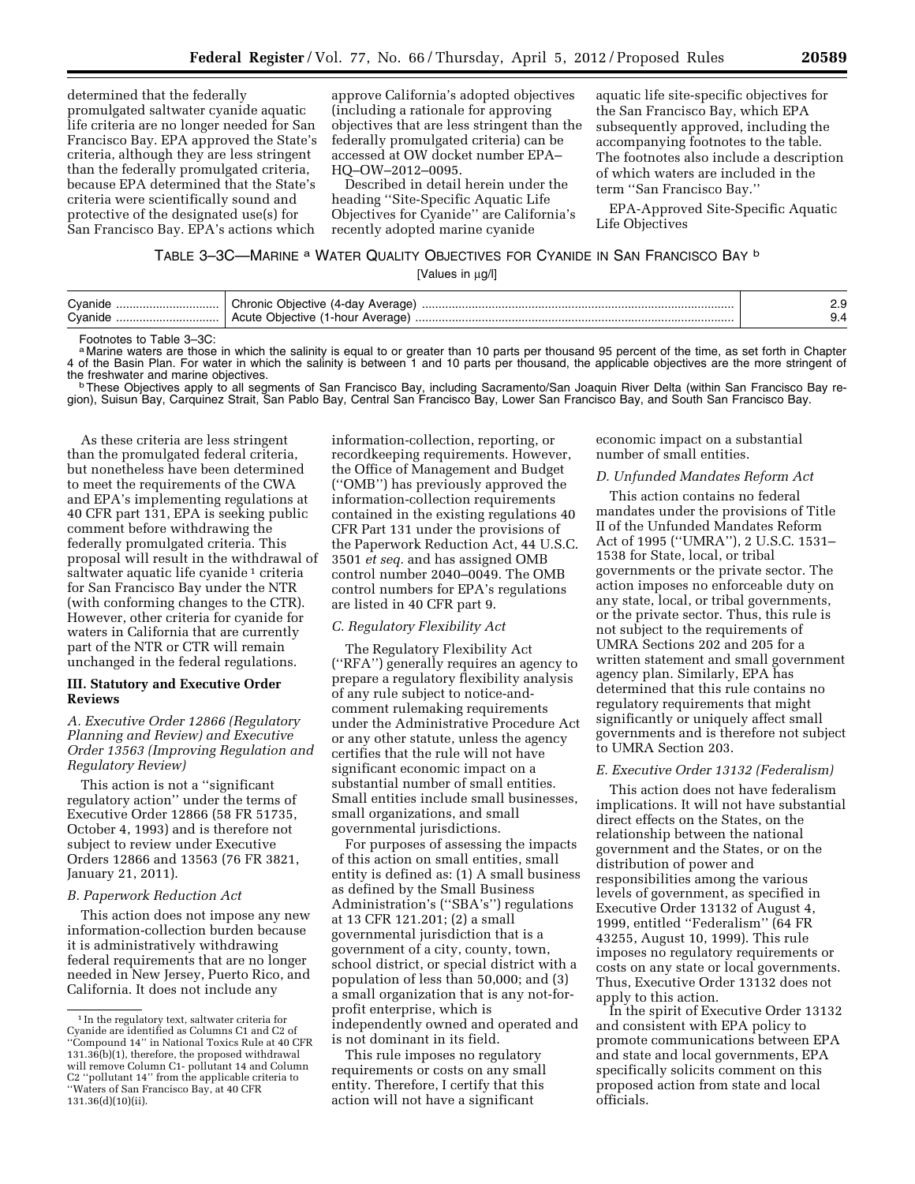determined that the federally promulgated saltwater cyanide aquatic life criteria are no longer needed for San Francisco Bay. EPA approved the State's criteria, although they are less stringent than the federally promulgated criteria, because EPA determined that the State's criteria were scientifically sound and protective of the designated use(s) for San Francisco Bay. EPA's actions which approve California's adopted objectives (including a rationale for approving objectives that are less stringent than the federally promulgated criteria) can be accessed at OW docket number EPA–HQ–OW–2012–0095.

Described in detail herein under the heading ''Site-Specific Aquatic Life Objectives for Cyanide'' are California's recently adopted marine cyanide aquatic life site-specific objectives for the San Francisco Bay, which EPA subsequently approved, including the accompanying footnotes to the table. The footnotes also include a description of which waters are included in the term ''San Francisco Bay.''

EPA-Approved Site-Specific Aquatic Life Objectives

TABLE 3–3C—MARINE [a] WATER QUALITY OBJECTIVES FOR CYANIDE IN SAN FRANCISCO BAY [b]

[Values in µg/l]

| | | |
|---|---|---|
| Cyanide | Chronic Objective (4-day Average) | 2.9 |
| Cyanide | Acute Objective (1-hour Average) | 9.4 |

Footnotes to Table 3–3C:

[a] Marine waters are those in which the salinity is equal to or greater than 10 parts per thousand 95 percent of the time, as set forth in Chapter 4 of the Basin Plan. For water in which the salinity is between 1 and 10 parts per thousand, the applicable objectives are the more stringent of the freshwater and marine objectives.

[b] These Objectives apply to all segments of San Francisco Bay, including Sacramento/San Joaquin River Delta (within San Francisco Bay region), Suisun Bay, Carquinez Strait, San Pablo Bay, Central San Francisco Bay, Lower San Francisco Bay, and South San Francisco Bay.

As these criteria are less stringent than the promulgated federal criteria, but nonetheless have been determined to meet the requirements of the CWA and EPA's implementing regulations at 40 CFR part 131, EPA is seeking public comment before withdrawing the federally promulgated criteria. This proposal will result in the withdrawal of saltwater aquatic life cyanide [1] criteria for San Francisco Bay under the NTR (with conforming changes to the CTR). However, other criteria for cyanide for waters in California that are currently part of the NTR or CTR will remain unchanged in the federal regulations.

## III. Statutory and Executive Order Reviews

### *A. Executive Order 12866 (Regulatory Planning and Review) and Executive Order 13563 (Improving Regulation and Regulatory Review)*

This action is not a ''significant regulatory action'' under the terms of Executive Order 12866 (58 FR 51735, October 4, 1993) and is therefore not subject to review under Executive Orders 12866 and 13563 (76 FR 3821, January 21, 2011).

### *B. Paperwork Reduction Act*

This action does not impose any new information-collection burden because it is administratively withdrawing federal requirements that are no longer needed in New Jersey, Puerto Rico, and California. It does not include any information-collection, reporting, or recordkeeping requirements. However, the Office of Management and Budget (''OMB'') has previously approved the information-collection requirements contained in the existing regulations 40 CFR Part 131 under the provisions of the Paperwork Reduction Act, 44 U.S.C. 3501 *et seq.* and has assigned OMB control number 2040–0049. The OMB control numbers for EPA's regulations are listed in 40 CFR part 9.

### *C. Regulatory Flexibility Act*

The Regulatory Flexibility Act (''RFA'') generally requires an agency to prepare a regulatory flexibility analysis of any rule subject to notice-and-comment rulemaking requirements under the Administrative Procedure Act or any other statute, unless the agency certifies that the rule will not have significant economic impact on a substantial number of small entities. Small entities include small businesses, small organizations, and small governmental jurisdictions.

For purposes of assessing the impacts of this action on small entities, small entity is defined as: (1) A small business as defined by the Small Business Administration's (''SBA's'') regulations at 13 CFR 121.201; (2) a small governmental jurisdiction that is a government of a city, county, town, school district, or special district with a population of less than 50,000; and (3) a small organization that is any not-for-profit enterprise, which is independently owned and operated and is not dominant in its field.

This rule imposes no regulatory requirements or costs on any small entity. Therefore, I certify that this action will not have a significant economic impact on a substantial number of small entities.

### *D. Unfunded Mandates Reform Act*

This action contains no federal mandates under the provisions of Title II of the Unfunded Mandates Reform Act of 1995 (''UMRA''), 2 U.S.C. 1531–1538 for State, local, or tribal governments or the private sector. The action imposes no enforceable duty on any state, local, or tribal governments, or the private sector. Thus, this rule is not subject to the requirements of UMRA Sections 202 and 205 for a written statement and small government agency plan. Similarly, EPA has determined that this rule contains no regulatory requirements that might significantly or uniquely affect small governments and is therefore not subject to UMRA Section 203.

### *E. Executive Order 13132 (Federalism)*

This action does not have federalism implications. It will not have substantial direct effects on the States, on the relationship between the national government and the States, or on the distribution of power and responsibilities among the various levels of government, as specified in Executive Order 13132 of August 4, 1999, entitled ''Federalism'' (64 FR 43255, August 10, 1999). This rule imposes no regulatory requirements or costs on any state or local governments. Thus, Executive Order 13132 does not apply to this action.

In the spirit of Executive Order 13132 and consistent with EPA policy to promote communications between EPA and state and local governments, EPA specifically solicits comment on this proposed action from state and local officials.

[1] In the regulatory text, saltwater criteria for Cyanide are identified as Columns C1 and C2 of ''Compound 14'' in National Toxics Rule at 40 CFR 131.36(b)(1), therefore, the proposed withdrawal will remove Column C1- pollutant 14 and Column C2 ''pollutant 14'' from the applicable criteria to ''Waters of San Francisco Bay, at 40 CFR 131.36(d)(10)(ii).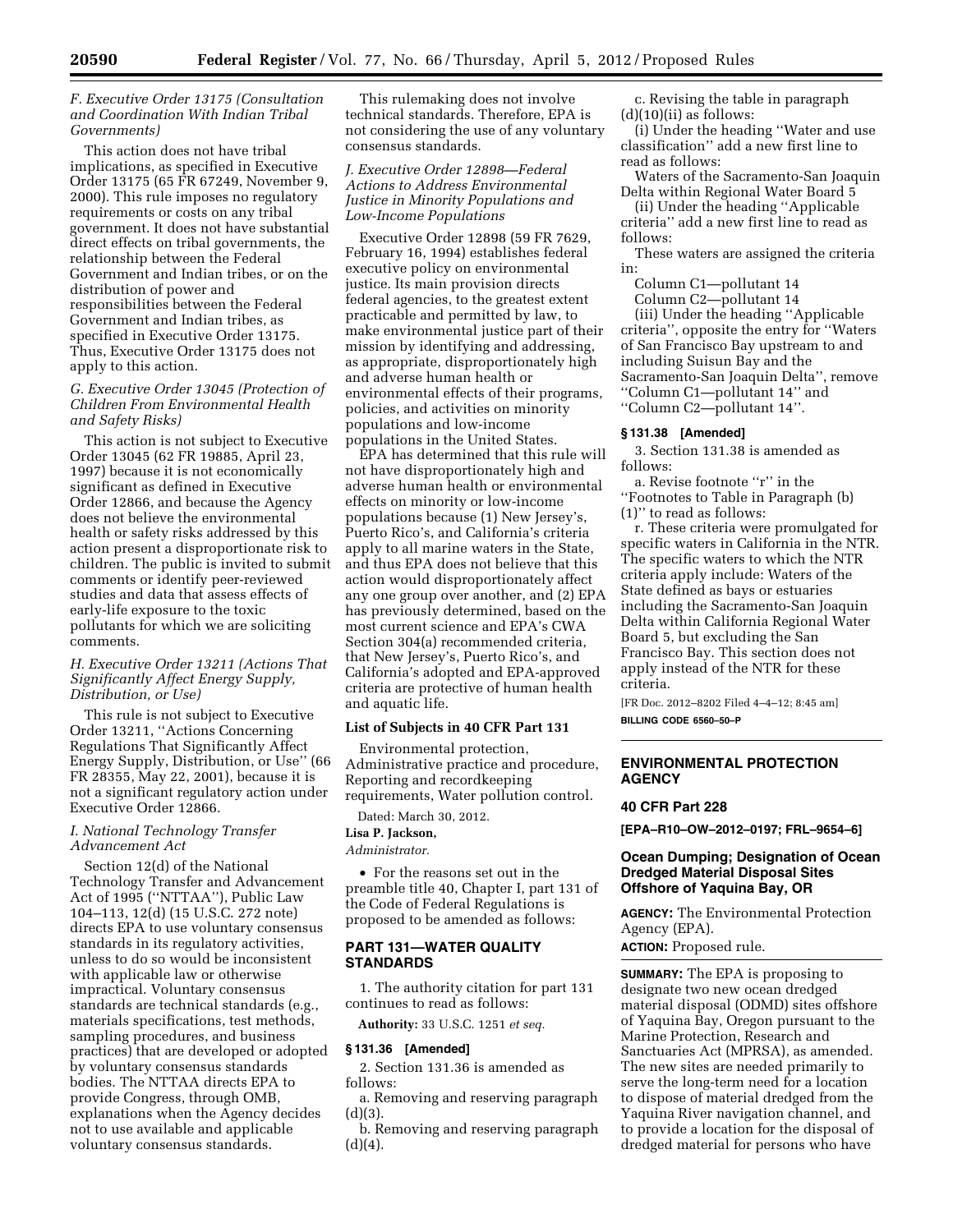### *F. Executive Order 13175 (Consultation and Coordination With Indian Tribal Governments)*

This action does not have tribal implications, as specified in Executive Order 13175 (65 FR 67249, November 9, 2000). This rule imposes no regulatory requirements or costs on any tribal government. It does not have substantial direct effects on tribal governments, the relationship between the Federal Government and Indian tribes, or on the distribution of power and responsibilities between the Federal Government and Indian tribes, as specified in Executive Order 13175. Thus, Executive Order 13175 does not apply to this action.

### *G. Executive Order 13045 (Protection of Children From Environmental Health and Safety Risks)*

This action is not subject to Executive Order 13045 (62 FR 19885, April 23, 1997) because it is not economically significant as defined in Executive Order 12866, and because the Agency does not believe the environmental health or safety risks addressed by this action present a disproportionate risk to children. The public is invited to submit comments or identify peer-reviewed studies and data that assess effects of early-life exposure to the toxic pollutants for which we are soliciting comments.

### *H. Executive Order 13211 (Actions That Significantly Affect Energy Supply, Distribution, or Use)*

This rule is not subject to Executive Order 13211, ''Actions Concerning Regulations That Significantly Affect Energy Supply, Distribution, or Use'' (66 FR 28355, May 22, 2001), because it is not a significant regulatory action under Executive Order 12866.

### *I. National Technology Transfer Advancement Act*

Section 12(d) of the National Technology Transfer and Advancement Act of 1995 (''NTTAA''), Public Law 104–113, 12(d) (15 U.S.C. 272 note) directs EPA to use voluntary consensus standards in its regulatory activities, unless to do so would be inconsistent with applicable law or otherwise impractical. Voluntary consensus standards are technical standards (e.g., materials specifications, test methods, sampling procedures, and business practices) that are developed or adopted by voluntary consensus standards bodies. The NTTAA directs EPA to provide Congress, through OMB, explanations when the Agency decides not to use available and applicable voluntary consensus standards.

This rulemaking does not involve technical standards. Therefore, EPA is not considering the use of any voluntary consensus standards.

### *J. Executive Order 12898—Federal Actions to Address Environmental Justice in Minority Populations and Low-Income Populations*

Executive Order 12898 (59 FR 7629, February 16, 1994) establishes federal executive policy on environmental justice. Its main provision directs federal agencies, to the greatest extent practicable and permitted by law, to make environmental justice part of their mission by identifying and addressing, as appropriate, disproportionately high and adverse human health or environmental effects of their programs, policies, and activities on minority populations and low-income populations in the United States.

EPA has determined that this rule will not have disproportionately high and adverse human health or environmental effects on minority or low-income populations because (1) New Jersey's, Puerto Rico's, and California's criteria apply to all marine waters in the State, and thus EPA does not believe that this action would disproportionately affect any one group over another, and (2) EPA has previously determined, based on the most current science and EPA's CWA Section 304(a) recommended criteria, that New Jersey's, Puerto Rico's, and California's adopted and EPA-approved criteria are protective of human health and aquatic life.

**List of Subjects in 40 CFR Part 131**

Environmental protection, Administrative practice and procedure, Reporting and recordkeeping requirements, Water pollution control.

Dated: March 30, 2012.

**Lisa P. Jackson,**

*Administrator.*

• For the reasons set out in the preamble title 40, Chapter I, part 131 of the Code of Federal Regulations is proposed to be amended as follows:

## PART 131—WATER QUALITY STANDARDS

1. The authority citation for part 131 continues to read as follows:

**Authority:** 33 U.S.C. 1251 *et seq.*

### § 131.36 [Amended]

2. Section 131.36 is amended as follows:

a. Removing and reserving paragraph (d)(3).

b. Removing and reserving paragraph (d)(4).

c. Revising the table in paragraph (d)(10)(ii) as follows:

(i) Under the heading ''Water and use classification'' add a new first line to read as follows:

Waters of the Sacramento-San Joaquin Delta within Regional Water Board 5

(ii) Under the heading ''Applicable criteria'' add a new first line to read as follows:

These waters are assigned the criteria in:

Column C1—pollutant 14

Column C2—pollutant 14

(iii) Under the heading ''Applicable criteria'', opposite the entry for ''Waters of San Francisco Bay upstream to and including Suisun Bay and the Sacramento-San Joaquin Delta'', remove ''Column C1—pollutant 14'' and ''Column C2—pollutant 14''.

### § 131.38 [Amended]

3. Section 131.38 is amended as follows:

a. Revise footnote ''r'' in the ''Footnotes to Table in Paragraph (b) (1)'' to read as follows:

r. These criteria were promulgated for specific waters in California in the NTR. The specific waters to which the NTR criteria apply include: Waters of the State defined as bays or estuaries including the Sacramento-San Joaquin Delta within California Regional Water Board 5, but excluding the San Francisco Bay. This section does not apply instead of the NTR for these criteria.

[FR Doc. 2012–8202 Filed 4–4–12; 8:45 am]

**BILLING CODE 6560–50–P**

---

## ENVIRONMENTAL PROTECTION AGENCY

### 40 CFR Part 228

**[EPA–R10–OW–2012–0197; FRL–9654–6]**

### Ocean Dumping; Designation of Ocean Dredged Material Disposal Sites Offshore of Yaquina Bay, OR

**AGENCY:** The Environmental Protection Agency (EPA).

**ACTION:** Proposed rule.

**SUMMARY:** The EPA is proposing to designate two new ocean dredged material disposal (ODMD) sites offshore of Yaquina Bay, Oregon pursuant to the Marine Protection, Research and Sanctuaries Act (MPRSA), as amended. The new sites are needed primarily to serve the long-term need for a location to dispose of material dredged from the Yaquina River navigation channel, and to provide a location for the disposal of dredged material for persons who have